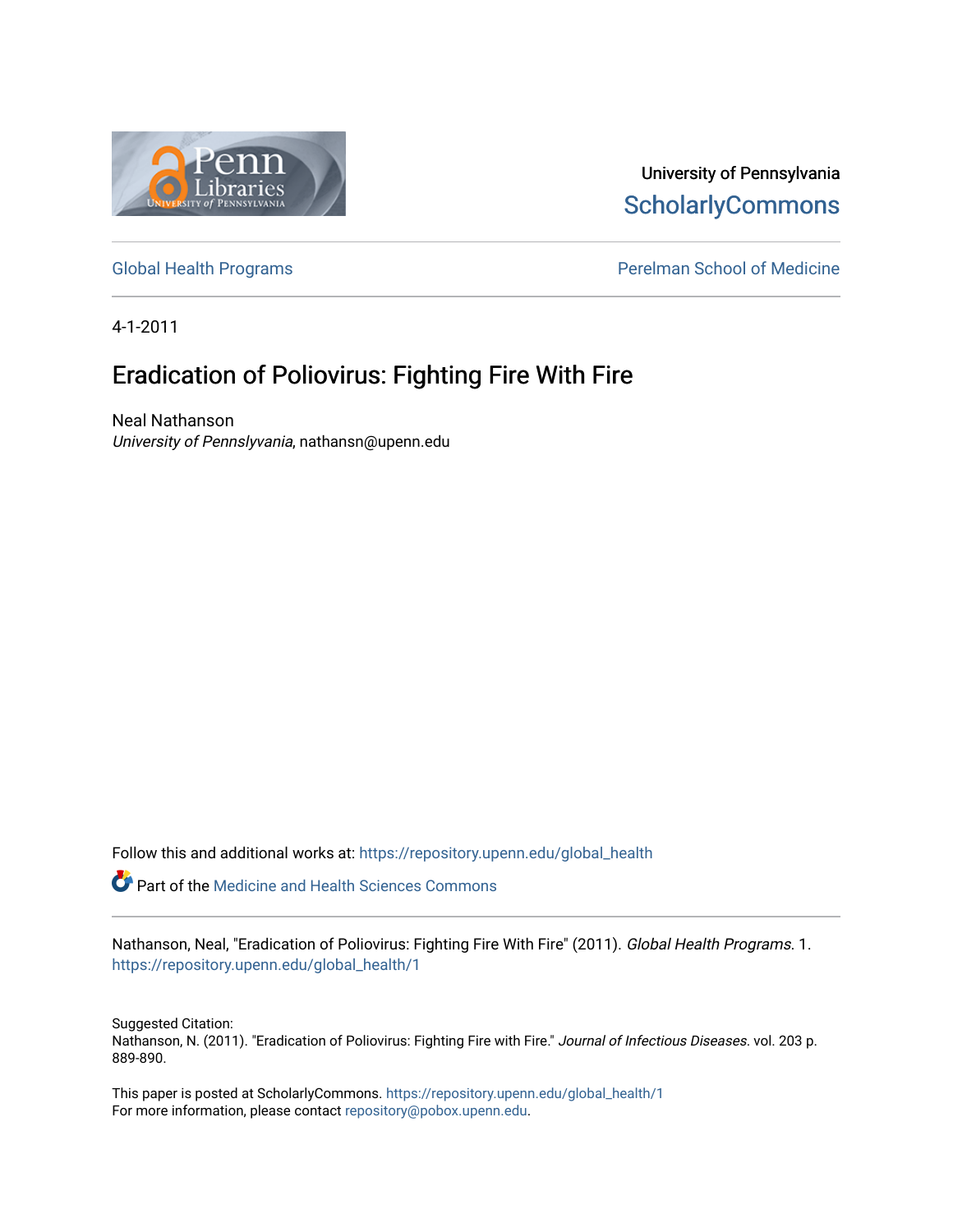University of Pennsylvania
ScholarlyCommons

Global Health Programs | Perelman School of Medicine

4-1-2011

# Eradication of Poliovirus: Fighting Fire With Fire

Neal Nathanson
*University of Pennslyvania*, nathansn@upenn.edu

Follow this and additional works at: https://repository.upenn.edu/global_health

Part of the Medicine and Health Sciences Commons

Nathanson, Neal, "Eradication of Poliovirus: Fighting Fire With Fire" (2011). *Global Health Programs*. 1.
https://repository.upenn.edu/global_health/1

Suggested Citation:
Nathanson, N. (2011). "Eradication of Poliovirus: Fighting Fire with Fire." *Journal of Infectious Diseases*. vol. 203 p. 889-890.

This paper is posted at ScholarlyCommons. https://repository.upenn.edu/global_health/1
For more information, please contact repository@pobox.upenn.edu.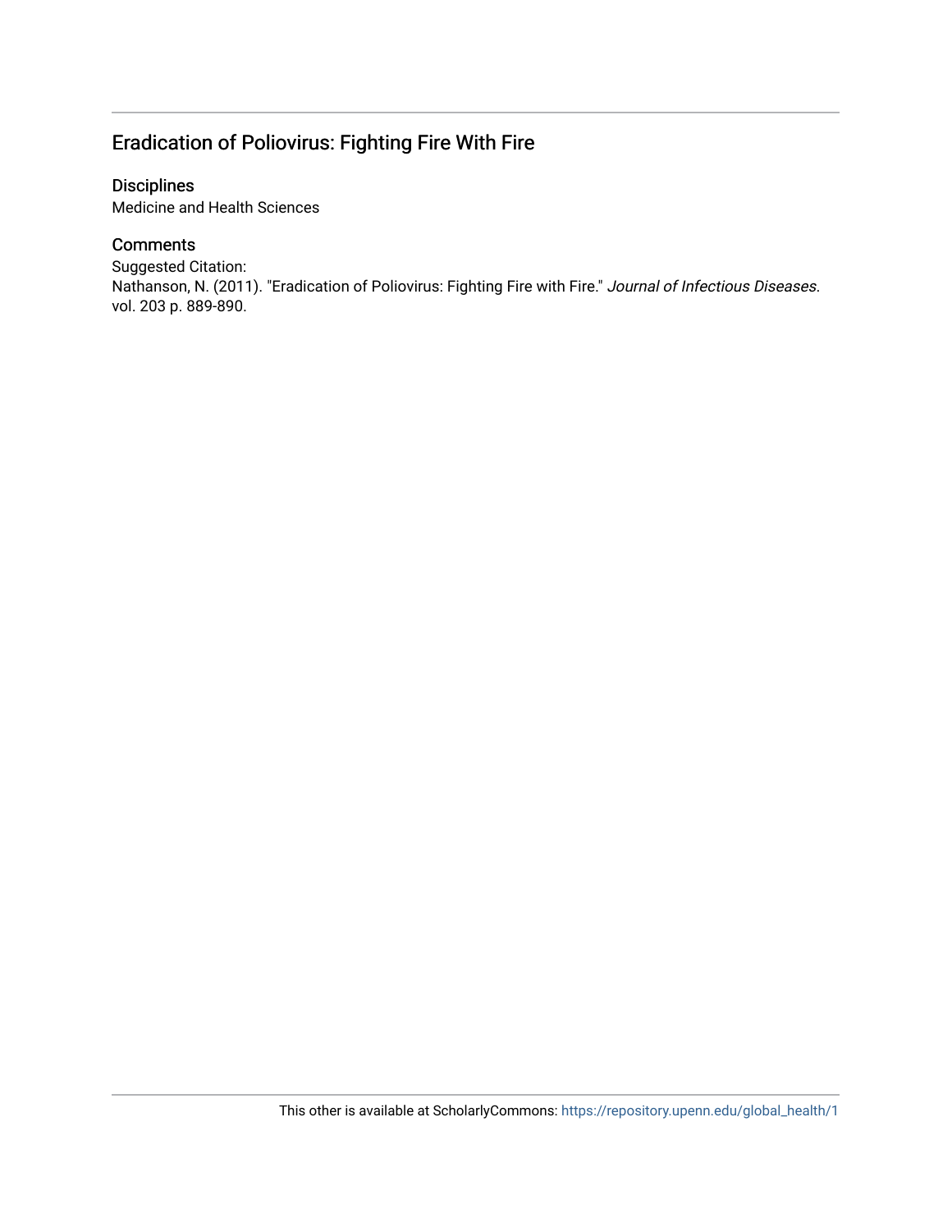## Eradication of Poliovirus: Fighting Fire With Fire

### Disciplines

Medicine and Health Sciences

### Comments

Suggested Citation:
Nathanson, N. (2011). "Eradication of Poliovirus: Fighting Fire with Fire." *Journal of Infectious Diseases*. vol. 203 p. 889-890.

This other is available at ScholarlyCommons: https://repository.upenn.edu/global_health/1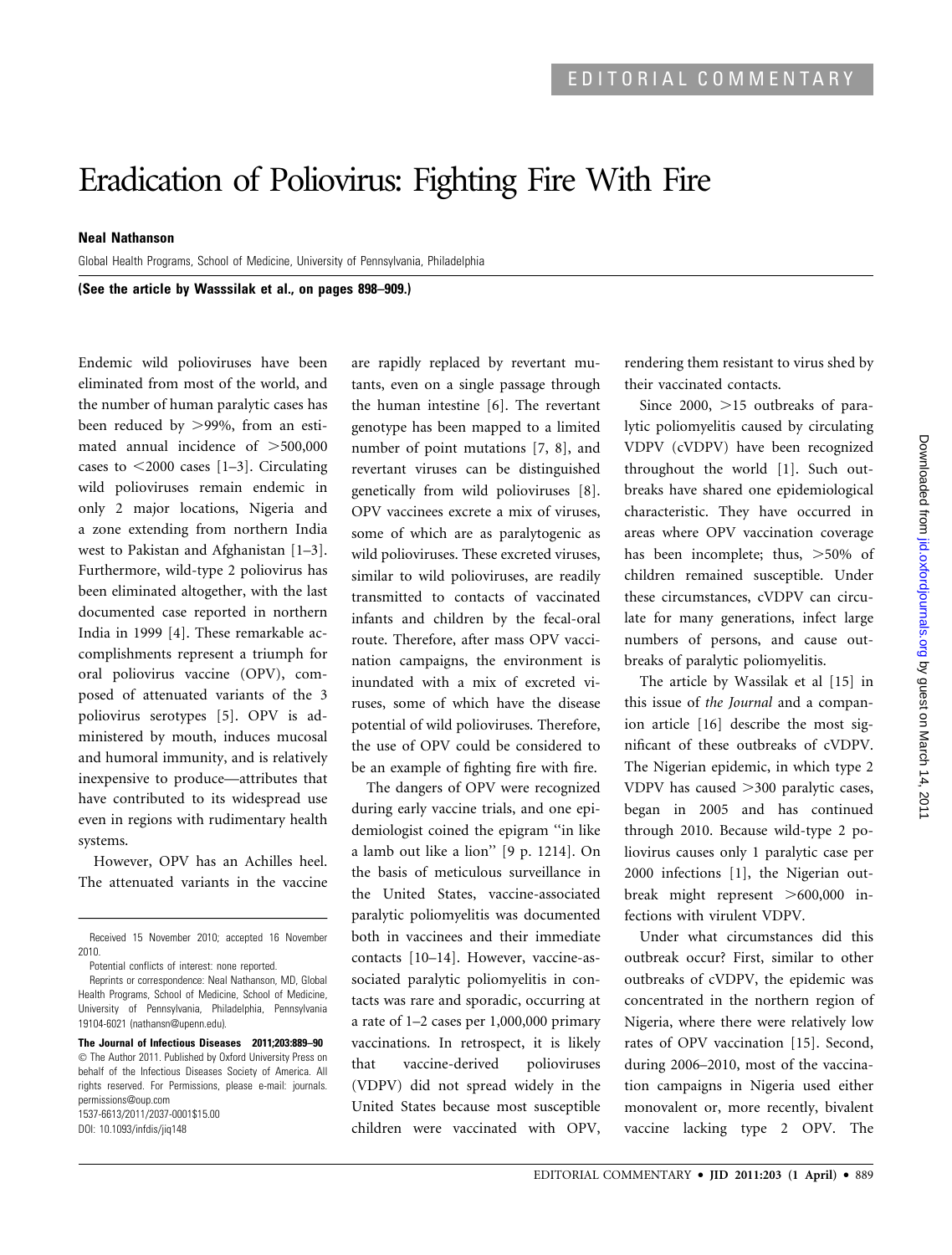EDITORIAL COMMENTARY

# Eradication of Poliovirus: Fighting Fire With Fire

**Neal Nathanson**

Global Health Programs, School of Medicine, University of Pennsylvania, Philadelphia

**(See the article by Wasssilak et al., on pages 898–909.)**

Endemic wild polioviruses have been eliminated from most of the world, and the number of human paralytic cases has been reduced by >99%, from an estimated annual incidence of >500,000 cases to <2000 cases [1–3]. Circulating wild polioviruses remain endemic in only 2 major locations, Nigeria and a zone extending from northern India west to Pakistan and Afghanistan [1–3]. Furthermore, wild-type 2 poliovirus has been eliminated altogether, with the last documented case reported in northern India in 1999 [4]. These remarkable accomplishments represent a triumph for oral poliovirus vaccine (OPV), composed of attenuated variants of the 3 poliovirus serotypes [5]. OPV is administered by mouth, induces mucosal and humoral immunity, and is relatively inexpensive to produce—attributes that have contributed to its widespread use even in regions with rudimentary health systems.

However, OPV has an Achilles heel. The attenuated variants in the vaccine are rapidly replaced by revertant mutants, even on a single passage through the human intestine [6]. The revertant genotype has been mapped to a limited number of point mutations [7, 8], and revertant viruses can be distinguished genetically from wild polioviruses [8]. OPV vaccinees excrete a mix of viruses, some of which are as paralytogenic as wild polioviruses. These excreted viruses, similar to wild polioviruses, are readily transmitted to contacts of vaccinated infants and children by the fecal-oral route. Therefore, after mass OPV vaccination campaigns, the environment is inundated with a mix of excreted viruses, some of which have the disease potential of wild polioviruses. Therefore, the use of OPV could be considered to be an example of fighting fire with fire.

The dangers of OPV were recognized during early vaccine trials, and one epidemiologist coined the epigram ''in like a lamb out like a lion'' [9 p. 1214]. On the basis of meticulous surveillance in the United States, vaccine-associated paralytic poliomyelitis was documented both in vaccinees and their immediate contacts [10–14]. However, vaccine-associated paralytic poliomyelitis in contacts was rare and sporadic, occurring at a rate of 1–2 cases per 1,000,000 primary vaccinations. In retrospect, it is likely that vaccine-derived polioviruses (VDPV) did not spread widely in the United States because most susceptible children were vaccinated with OPV, rendering them resistant to virus shed by their vaccinated contacts.

Since 2000, >15 outbreaks of paralytic poliomyelitis caused by circulating VDPV (cVDPV) have been recognized throughout the world [1]. Such outbreaks have shared one epidemiological characteristic. They have occurred in areas where OPV vaccination coverage has been incomplete; thus, >50% of children remained susceptible. Under these circumstances, cVDPV can circulate for many generations, infect large numbers of persons, and cause outbreaks of paralytic poliomyelitis.

The article by Wassilak et al [15] in this issue of *the Journal* and a companion article [16] describe the most significant of these outbreaks of cVDPV. The Nigerian epidemic, in which type 2 VDPV has caused >300 paralytic cases, began in 2005 and has continued through 2010. Because wild-type 2 poliovirus causes only 1 paralytic case per 2000 infections [1], the Nigerian outbreak might represent >600,000 infections with virulent VDPV.

Under what circumstances did this outbreak occur? First, similar to other outbreaks of cVDPV, the epidemic was concentrated in the northern region of Nigeria, where there were relatively low rates of OPV vaccination [15]. Second, during 2006–2010, most of the vaccination campaigns in Nigeria used either monovalent or, more recently, bivalent vaccine lacking type 2 OPV. The

Received 15 November 2010; accepted 16 November 2010.

Potential conflicts of interest: none reported.

Reprints or correspondence: Neal Nathanson, MD, Global Health Programs, School of Medicine, School of Medicine, University of Pennsylvania, Philadelphia, Pennsylvania 19104-6021 (nathansn@upenn.edu).

**The Journal of Infectious Diseases 2011;203:889–90**
© The Author 2011. Published by Oxford University Press on behalf of the Infectious Diseases Society of America. All rights reserved. For Permissions, please e-mail: journals.permissions@oup.com
1537-6613/2011/2037-0001$15.00
DOI: 10.1093/infdis/jiq148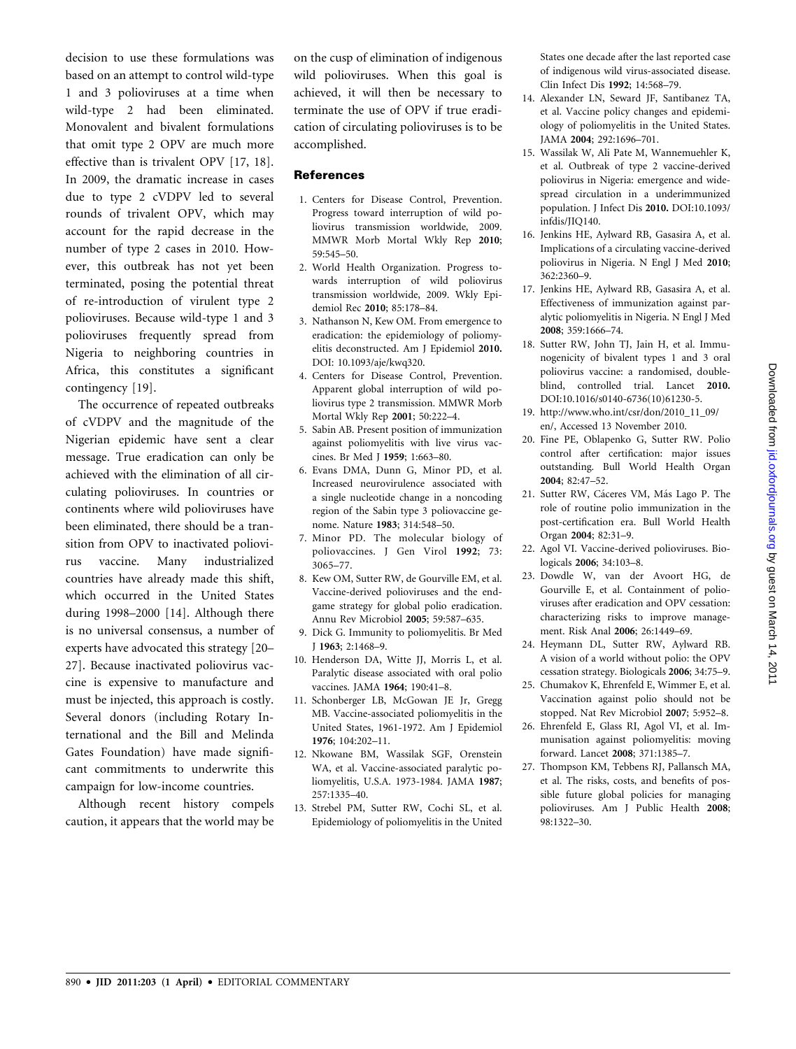decision to use these formulations was based on an attempt to control wild-type 1 and 3 polioviruses at a time when wild-type 2 had been eliminated. Monovalent and bivalent formulations that omit type 2 OPV are much more effective than is trivalent OPV [17, 18]. In 2009, the dramatic increase in cases due to type 2 cVDPV led to several rounds of trivalent OPV, which may account for the rapid decrease in the number of type 2 cases in 2010. However, this outbreak has not yet been terminated, posing the potential threat of re-introduction of virulent type 2 polioviruses. Because wild-type 1 and 3 polioviruses frequently spread from Nigeria to neighboring countries in Africa, this constitutes a significant contingency [19].

The occurrence of repeated outbreaks of cVDPV and the magnitude of the Nigerian epidemic have sent a clear message. True eradication can only be achieved with the elimination of all circulating polioviruses. In countries or continents where wild polioviruses have been eliminated, there should be a transition from OPV to inactivated poliovirus vaccine. Many industrialized countries have already made this shift, which occurred in the United States during 1998–2000 [14]. Although there is no universal consensus, a number of experts have advocated this strategy [20–27]. Because inactivated poliovirus vaccine is expensive to manufacture and must be injected, this approach is costly. Several donors (including Rotary International and the Bill and Melinda Gates Foundation) have made significant commitments to underwrite this campaign for low-income countries.

Although recent history compels caution, it appears that the world may be on the cusp of elimination of indigenous wild polioviruses. When this goal is achieved, it will then be necessary to terminate the use of OPV if true eradication of circulating polioviruses is to be accomplished.

## References

1. Centers for Disease Control, Prevention. Progress toward interruption of wild poliovirus transmission worldwide, 2009. MMWR Morb Mortal Wkly Rep **2010**; 59:545–50.
2. World Health Organization. Progress towards interruption of wild poliovirus transmission worldwide, 2009. Wkly Epidemiol Rec **2010**; 85:178–84.
3. Nathanson N, Kew OM. From emergence to eradication: the epidemiology of poliomyelitis deconstructed. Am J Epidemiol **2010.** DOI: 10.1093/aje/kwq320.
4. Centers for Disease Control, Prevention. Apparent global interruption of wild poliovirus type 2 transmission. MMWR Morb Mortal Wkly Rep **2001**; 50:222–4.
5. Sabin AB. Present position of immunization against poliomyelitis with live virus vaccines. Br Med J **1959**; 1:663–80.
6. Evans DMA, Dunn G, Minor PD, et al. Increased neurovirulence associated with a single nucleotide change in a noncoding region of the Sabin type 3 poliovaccine genome. Nature **1983**; 314:548–50.
7. Minor PD. The molecular biology of poliovaccines. J Gen Virol **1992**; 73: 3065–77.
8. Kew OM, Sutter RW, de Gourville EM, et al. Vaccine-derived polioviruses and the endgame strategy for global polio eradication. Annu Rev Microbiol **2005**; 59:587–635.
9. Dick G. Immunity to poliomyelitis. Br Med J **1963**; 2:1468–9.
10. Henderson DA, Witte JJ, Morris L, et al. Paralytic disease associated with oral polio vaccines. JAMA **1964**; 190:41–8.
11. Schonberger LB, McGowan JE Jr, Gregg MB. Vaccine-associated poliomyelitis in the United States, 1961-1972. Am J Epidemiol **1976**; 104:202–11.
12. Nkowane BM, Wassilak SGF, Orenstein WA, et al. Vaccine-associated paralytic poliomyelitis, U.S.A. 1973-1984. JAMA **1987**; 257:1335–40.
13. Strebel PM, Sutter RW, Cochi SL, et al. Epidemiology of poliomyelitis in the United States one decade after the last reported case of indigenous wild virus-associated disease. Clin Infect Dis **1992**; 14:568–79.
14. Alexander LN, Seward JF, Santibanez TA, et al. Vaccine policy changes and epidemiology of poliomyelitis in the United States. JAMA **2004**; 292:1696–701.
15. Wassilak W, Ali Pate M, Wannemuehler K, et al. Outbreak of type 2 vaccine-derived poliovirus in Nigeria: emergence and widespread circulation in a underimmunized population. J Infect Dis **2010.** DOI:10.1093/infdis/JIQ140.
16. Jenkins HE, Aylward RB, Gasasira A, et al. Implications of a circulating vaccine-derived poliovirus in Nigeria. N Engl J Med **2010**; 362:2360–9.
17. Jenkins HE, Aylward RB, Gasasira A, et al. Effectiveness of immunization against paralytic poliomyelitis in Nigeria. N Engl J Med **2008**; 359:1666–74.
18. Sutter RW, John TJ, Jain H, et al. Immunogenicity of bivalent types 1 and 3 oral poliovirus vaccine: a randomised, double-blind, controlled trial. Lancet **2010.** DOI:10.1016/s0140-6736(10)61230-5.
19. http://www.who.int/csr/don/2010_11_09/en/, Accessed 13 November 2010.
20. Fine PE, Oblapenko G, Sutter RW. Polio control after certification: major issues outstanding. Bull World Health Organ **2004**; 82:47–52.
21. Sutter RW, Cáceres VM, Más Lago P. The role of routine polio immunization in the post-certification era. Bull World Health Organ **2004**; 82:31–9.
22. Agol VI. Vaccine-derived polioviruses. Biologicals **2006**; 34:103–8.
23. Dowdle W, van der Avoort HG, de Gourville E, et al. Containment of polioviruses after eradication and OPV cessation: characterizing risks to improve management. Risk Anal **2006**; 26:1449–69.
24. Heymann DL, Sutter RW, Aylward RB. A vision of a world without polio: the OPV cessation strategy. Biologicals **2006**; 34:75–9.
25. Chumakov K, Ehrenfeld E, Wimmer E, et al. Vaccination against polio should not be stopped. Nat Rev Microbiol **2007**; 5:952–8.
26. Ehrenfeld E, Glass RI, Agol VI, et al. Immunisation against poliomyelitis: moving forward. Lancet **2008**; 371:1385–7.
27. Thompson KM, Tebbens RJ, Pallansch MA, et al. The risks, costs, and benefits of possible future global policies for managing polioviruses. Am J Public Health **2008**; 98:1322–30.